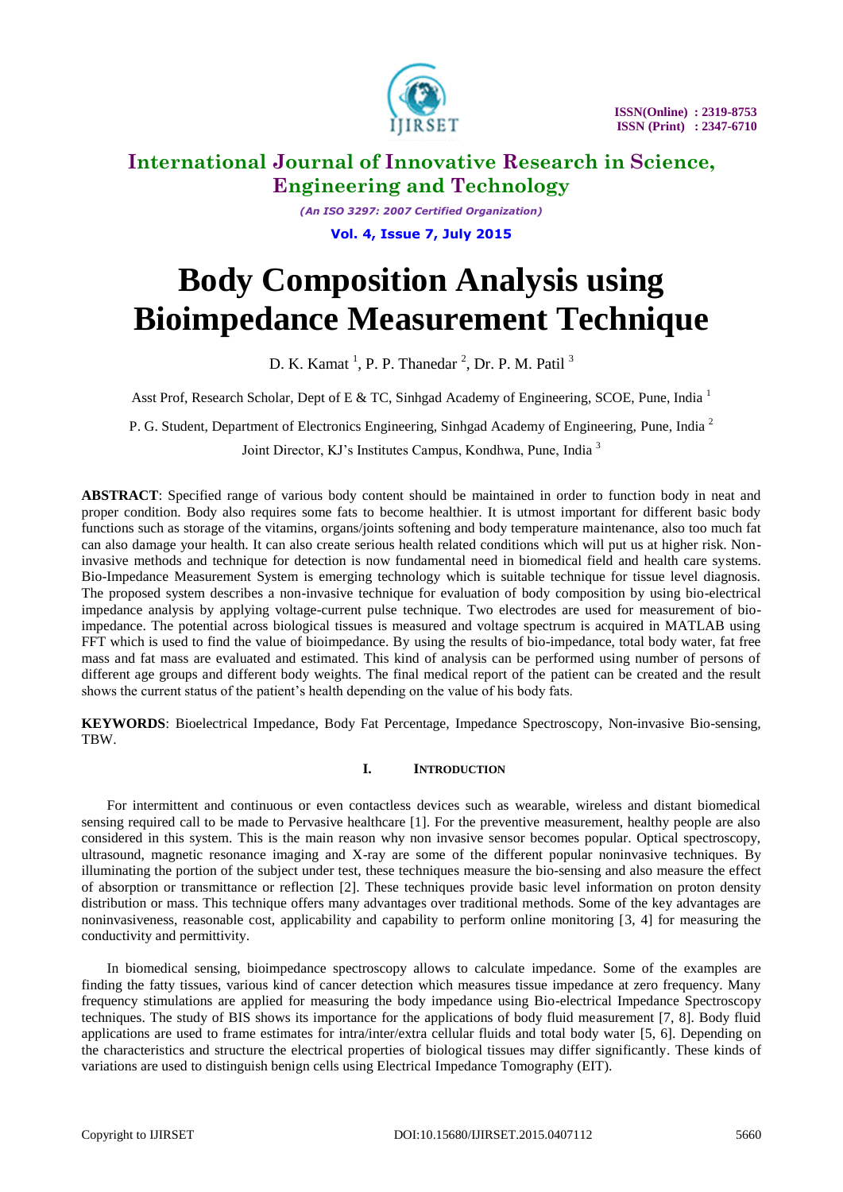# Body Composition Analysis using Bioimpedance Measurement Technique

D. K. Kamat [1], P. P. Thanedar [2], Dr. P. M. Patil [3]

Asst Prof, Research Scholar, Dept of E & TC, Sinhgad Academy of Engineering, SCOE, Pune, India [1]

P. G. Student, Department of Electronics Engineering, Sinhgad Academy of Engineering, Pune, India [2]

Joint Director, KJ's Institutes Campus, Kondhwa, Pune, India [3]

**ABSTRACT**: Specified range of various body content should be maintained in order to function body in neat and proper condition. Body also requires some fats to become healthier. It is utmost important for different basic body functions such as storage of the vitamins, organs/joints softening and body temperature maintenance, also too much fat can also damage your health. It can also create serious health related conditions which will put us at higher risk. Non-invasive methods and technique for detection is now fundamental need in biomedical field and health care systems. Bio-Impedance Measurement System is emerging technology which is suitable technique for tissue level diagnosis. The proposed system describes a non-invasive technique for evaluation of body composition by using bio-electrical impedance analysis by applying voltage-current pulse technique. Two electrodes are used for measurement of bio-impedance. The potential across biological tissues is measured and voltage spectrum is acquired in MATLAB using FFT which is used to find the value of bioimpedance. By using the results of bio-impedance, total body water, fat free mass and fat mass are evaluated and estimated. This kind of analysis can be performed using number of persons of different age groups and different body weights. The final medical report of the patient can be created and the result shows the current status of the patient's health depending on the value of his body fats.

**KEYWORDS**: Bioelectrical Impedance, Body Fat Percentage, Impedance Spectroscopy, Non-invasive Bio-sensing, TBW.

## I. INTRODUCTION

For intermittent and continuous or even contactless devices such as wearable, wireless and distant biomedical sensing required call to be made to Pervasive healthcare [1]. For the preventive measurement, healthy people are also considered in this system. This is the main reason why non invasive sensor becomes popular. Optical spectroscopy, ultrasound, magnetic resonance imaging and X-ray are some of the different popular noninvasive techniques. By illuminating the portion of the subject under test, these techniques measure the bio-sensing and also measure the effect of absorption or transmittance or reflection [2]. These techniques provide basic level information on proton density distribution or mass. This technique offers many advantages over traditional methods. Some of the key advantages are noninvasiveness, reasonable cost, applicability and capability to perform online monitoring [3, 4] for measuring the conductivity and permittivity.

In biomedical sensing, bioimpedance spectroscopy allows to calculate impedance. Some of the examples are finding the fatty tissues, various kind of cancer detection which measures tissue impedance at zero frequency. Many frequency stimulations are applied for measuring the body impedance using Bio-electrical Impedance Spectroscopy techniques. The study of BIS shows its importance for the applications of body fluid measurement [7, 8]. Body fluid applications are used to frame estimates for intra/inter/extra cellular fluids and total body water [5, 6]. Depending on the characteristics and structure the electrical properties of biological tissues may differ significantly. These kinds of variations are used to distinguish benign cells using Electrical Impedance Tomography (EIT).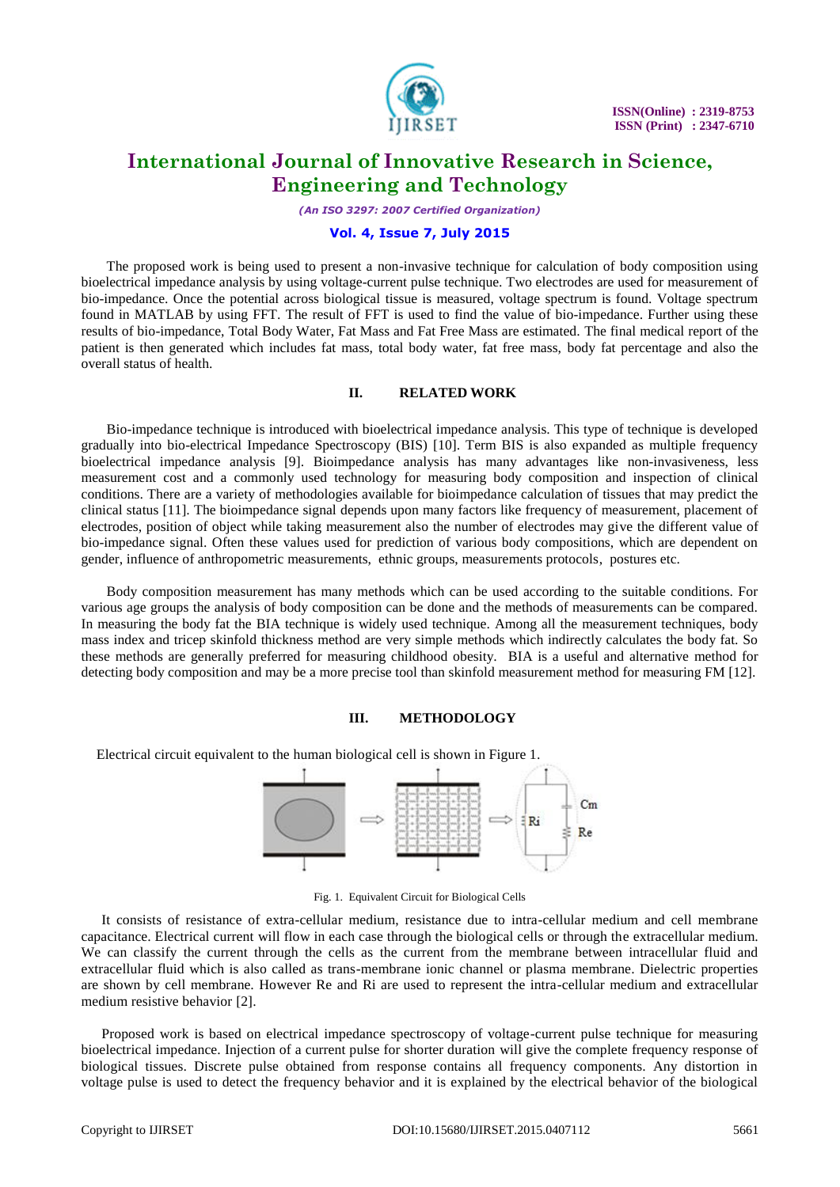The proposed work is being used to present a non-invasive technique for calculation of body composition using bioelectrical impedance analysis by using voltage-current pulse technique. Two electrodes are used for measurement of bio-impedance. Once the potential across biological tissue is measured, voltage spectrum is found. Voltage spectrum found in MATLAB by using FFT. The result of FFT is used to find the value of bio-impedance. Further using these results of bio-impedance, Total Body Water, Fat Mass and Fat Free Mass are estimated. The final medical report of the patient is then generated which includes fat mass, total body water, fat free mass, body fat percentage and also the overall status of health.

## II. RELATED WORK

Bio-impedance technique is introduced with bioelectrical impedance analysis. This type of technique is developed gradually into bio-electrical Impedance Spectroscopy (BIS) [10]. Term BIS is also expanded as multiple frequency bioelectrical impedance analysis [9]. Bioimpedance analysis has many advantages like non-invasiveness, less measurement cost and a commonly used technology for measuring body composition and inspection of clinical conditions. There are a variety of methodologies available for bioimpedance calculation of tissues that may predict the clinical status [11]. The bioimpedance signal depends upon many factors like frequency of measurement, placement of electrodes, position of object while taking measurement also the number of electrodes may give the different value of bio-impedance signal. Often these values used for prediction of various body compositions, which are dependent on gender, influence of anthropometric measurements, ethnic groups, measurements protocols, postures etc.

Body composition measurement has many methods which can be used according to the suitable conditions. For various age groups the analysis of body composition can be done and the methods of measurements can be compared. In measuring the body fat the BIA technique is widely used technique. Among all the measurement techniques, body mass index and tricep skinfold thickness method are very simple methods which indirectly calculates the body fat. So these methods are generally preferred for measuring childhood obesity. BIA is a useful and alternative method for detecting body composition and may be a more precise tool than skinfold measurement method for measuring FM [12].

## III. METHODOLOGY

Electrical circuit equivalent to the human biological cell is shown in Figure 1.

Fig. 1. Equivalent Circuit for Biological Cells

It consists of resistance of extra-cellular medium, resistance due to intra-cellular medium and cell membrane capacitance. Electrical current will flow in each case through the biological cells or through the extracellular medium. We can classify the current through the cells as the current from the membrane between intracellular fluid and extracellular fluid which is also called as trans-membrane ionic channel or plasma membrane. Dielectric properties are shown by cell membrane. However Re and Ri are used to represent the intra-cellular medium and extracellular medium resistive behavior [2].

Proposed work is based on electrical impedance spectroscopy of voltage-current pulse technique for measuring bioelectrical impedance. Injection of a current pulse for shorter duration will give the complete frequency response of biological tissues. Discrete pulse obtained from response contains all frequency components. Any distortion in voltage pulse is used to detect the frequency behavior and it is explained by the electrical behavior of the biological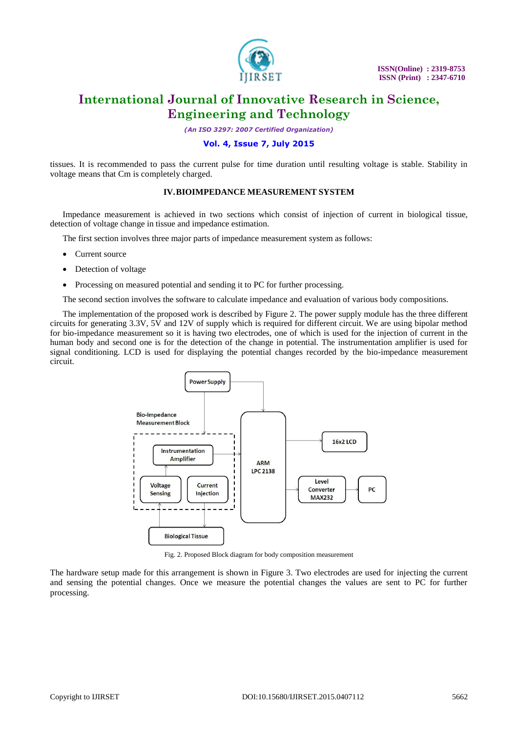tissues. It is recommended to pass the current pulse for time duration until resulting voltage is stable. Stability in voltage means that Cm is completely charged.

## IV. BIOIMPEDANCE MEASUREMENT SYSTEM

Impedance measurement is achieved in two sections which consist of injection of current in biological tissue, detection of voltage change in tissue and impedance estimation.

The first section involves three major parts of impedance measurement system as follows:

- Current source
- Detection of voltage
- Processing on measured potential and sending it to PC for further processing.

The second section involves the software to calculate impedance and evaluation of various body compositions.

The implementation of the proposed work is described by Figure 2. The power supply module has the three different circuits for generating 3.3V, 5V and 12V of supply which is required for different circuit. We are using bipolar method for bio-impedance measurement so it is having two electrodes, one of which is used for the injection of current in the human body and second one is for the detection of the change in potential. The instrumentation amplifier is used for signal conditioning. LCD is used for displaying the potential changes recorded by the bio-impedance measurement circuit.

Fig. 2. Proposed Block diagram for body composition measurement

The hardware setup made for this arrangement is shown in Figure 3. Two electrodes are used for injecting the current and sensing the potential changes. Once we measure the potential changes the values are sent to PC for further processing.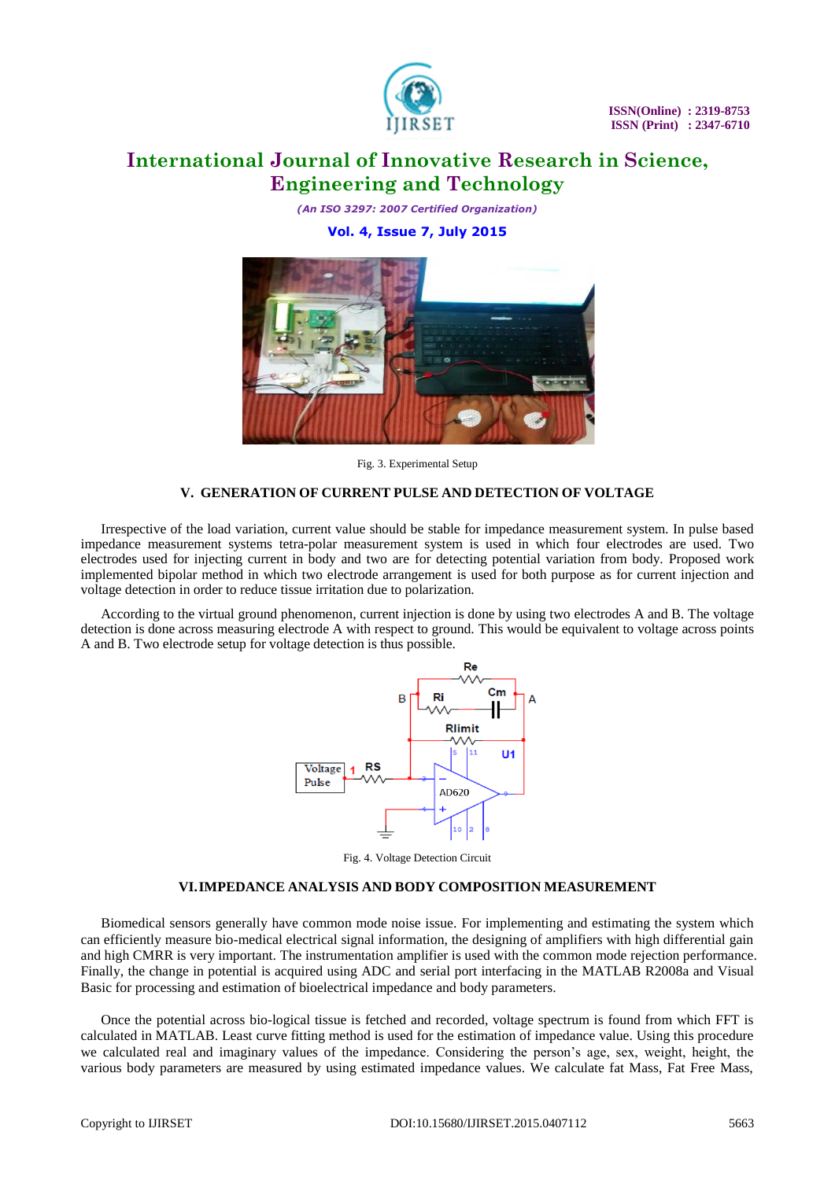Fig. 3. Experimental Setup

## V. GENERATION OF CURRENT PULSE AND DETECTION OF VOLTAGE

Irrespective of the load variation, current value should be stable for impedance measurement system. In pulse based impedance measurement systems tetra-polar measurement system is used in which four electrodes are used. Two electrodes used for injecting current in body and two are for detecting potential variation from body. Proposed work implemented bipolar method in which two electrode arrangement is used for both purpose as for current injection and voltage detection in order to reduce tissue irritation due to polarization.

According to the virtual ground phenomenon, current injection is done by using two electrodes A and B. The voltage detection is done across measuring electrode A with respect to ground. This would be equivalent to voltage across points A and B. Two electrode setup for voltage detection is thus possible.

Fig. 4. Voltage Detection Circuit

## VI. IMPEDANCE ANALYSIS AND BODY COMPOSITION MEASUREMENT

Biomedical sensors generally have common mode noise issue. For implementing and estimating the system which can efficiently measure bio-medical electrical signal information, the designing of amplifiers with high differential gain and high CMRR is very important. The instrumentation amplifier is used with the common mode rejection performance. Finally, the change in potential is acquired using ADC and serial port interfacing in the MATLAB R2008a and Visual Basic for processing and estimation of bioelectrical impedance and body parameters.

Once the potential across bio-logical tissue is fetched and recorded, voltage spectrum is found from which FFT is calculated in MATLAB. Least curve fitting method is used for the estimation of impedance value. Using this procedure we calculated real and imaginary values of the impedance. Considering the person's age, sex, weight, height, the various body parameters are measured by using estimated impedance values. We calculate fat Mass, Fat Free Mass,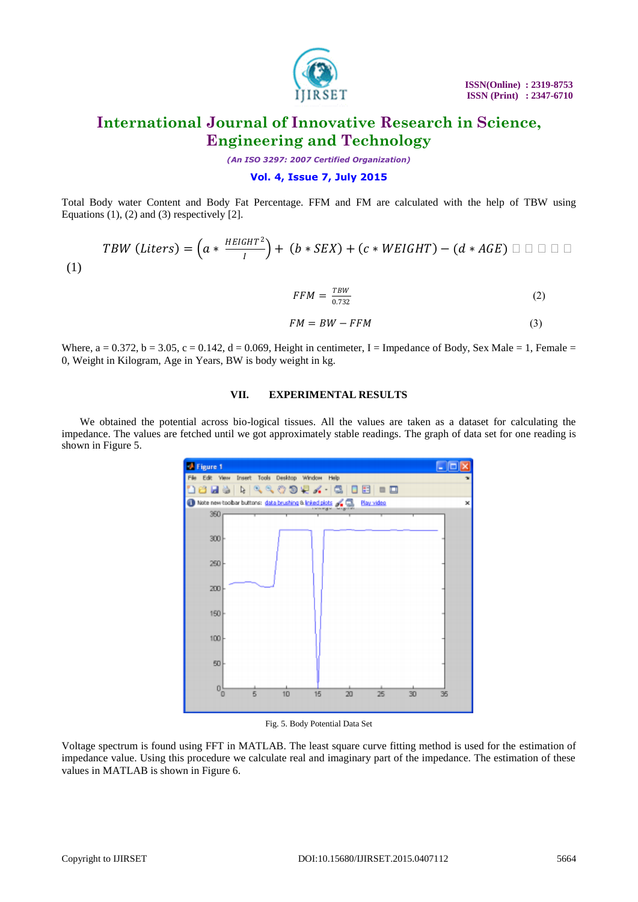Total Body water Content and Body Fat Percentage. FFM and FM are calculated with the help of TBW using Equations (1), (2) and (3) respectively [2].

$$TBW\ (Liters) = \left(a * \frac{HEIGHT^2}{I}\right) + (b * SEX) + (c * WEIGHT) - (d * AGE) \quad (1)$$

$$FFM = \frac{TBW}{0.732} \quad (2)$$

$$FM = BW - FFM \quad (3)$$

Where, a = 0.372, b = 3.05, c = 0.142, d = 0.069, Height in centimeter, I = Impedance of Body, Sex Male = 1, Female = 0, Weight in Kilogram, Age in Years, BW is body weight in kg.

## VII. EXPERIMENTAL RESULTS

We obtained the potential across bio-logical tissues. All the values are taken as a dataset for calculating the impedance. The values are fetched until we got approximately stable readings. The graph of data set for one reading is shown in Figure 5.

Fig. 5. Body Potential Data Set

Voltage spectrum is found using FFT in MATLAB. The least square curve fitting method is used for the estimation of impedance value. Using this procedure we calculate real and imaginary part of the impedance. The estimation of these values in MATLAB is shown in Figure 6.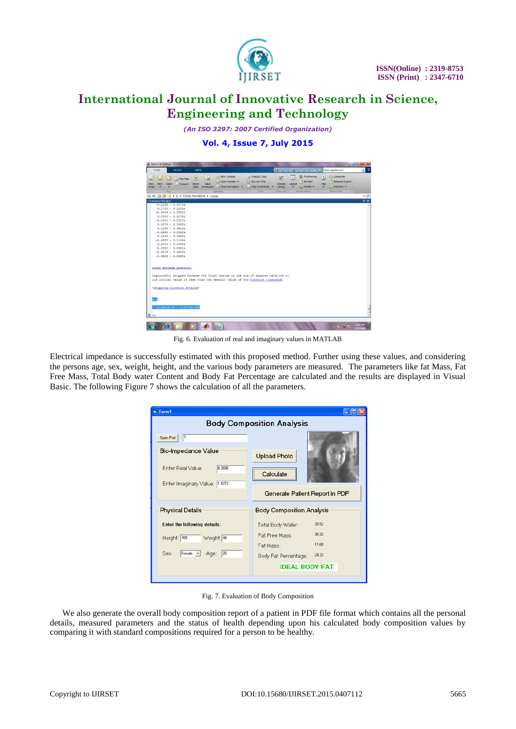Fig. 6. Evaluation of real and imaginary values in MATLAB

Electrical impedance is successfully estimated with this proposed method. Further using these values, and considering the persons age, sex, weight, height, and the various body parameters are measured. The parameters like fat Mass, Fat Free Mass, Total Body water Content and Body Fat Percentage are calculated and the results are displayed in Visual Basic. The following Figure 7 shows the calculation of all the parameters.

Fig. 7. Evaluation of Body Composition

We also generate the overall body composition report of a patient in PDF file format which contains all the personal details, measured parameters and the status of health depending upon his calculated body composition values by comparing it with standard compositions required for a person to be healthy.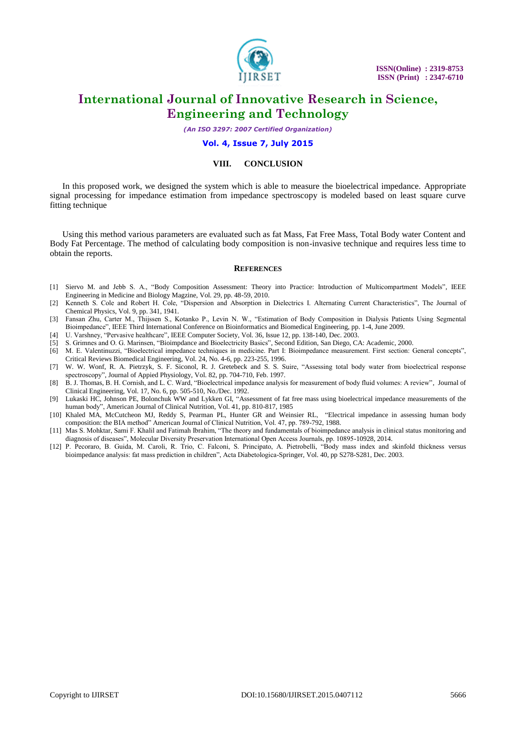## VIII. CONCLUSION

In this proposed work, we designed the system which is able to measure the bioelectrical impedance. Appropriate signal processing for impedance estimation from impedance spectroscopy is modeled based on least square curve fitting technique

Using this method various parameters are evaluated such as fat Mass, Fat Free Mass, Total Body water Content and Body Fat Percentage. The method of calculating body composition is non-invasive technique and requires less time to obtain the reports.

## REFERENCES

[1] Siervo M. and Jebb S. A., "Body Composition Assessment: Theory into Practice: Introduction of Multicompartment Models", IEEE Engineering in Medicine and Biology Magzine, Vol. 29, pp. 48-59, 2010.

[2] Kenneth S. Cole and Robert H. Cole, "Dispersion and Absorption in Dielectrics I. Alternating Current Characteristics", The Journal of Chemical Physics, Vol. 9, pp. 341, 1941.

[3] Fansan Zhu, Carter M., Thijssen S., Kotanko P., Levin N. W., "Estimation of Body Composition in Dialysis Patients Using Segmental Bioimpedance", IEEE Third International Conference on Bioinformatics and Biomedical Engineering, pp. 1-4, June 2009.

[4] U. Varshney, "Pervasive healthcare", IEEE Computer Society, Vol. 36, Issue 12, pp. 138-140, Dec. 2003.

[5] S. Grimnes and O. G. Marinsen, "Bioimpdance and Bioelectricity Basics", Second Edition, San Diego, CA: Academic, 2000.

[6] M. E. Valentinuzzi, "Bioelectrical impedance techniques in medicine. Part I: Bioimpedance measurement. First section: General concepts", Critical Reviews Biomedical Engineering, Vol. 24, No. 4-6, pp. 223-255, 1996.

[7] W. W. Wonf, R. A. Pietrzyk, S. F. Siconol, R. J. Gretebeck and S. S. Suire, "Assessing total body water from bioelectrical response spectroscopy", Journal of Appied Physiology, Vol. 82, pp. 704-710, Feb. 1997.

[8] B. J. Thomas, B. H. Cornish, and L. C. Ward, "Bioelectrical impedance analysis for measurement of body fluid volumes: A review", Journal of Clinical Engineering, Vol. 17, No. 6, pp. 505-510, No./Dec. 1992.

[9] Lukaski HC, Johnson PE, Bolonchuk WW and Lykken GI, "Assessment of fat free mass using bioelectrical impedance measurements of the human body", American Journal of Clinical Nutrition, Vol. 41, pp. 810-817, 1985

[10] Khaled MA, McCutcheon MJ, Reddy S, Pearman PL, Hunter GR and Weinsier RL, "Electrical impedance in assessing human body composition: the BIA method" American Journal of Clinical Nutrition, Vol. 47, pp. 789-792, 1988.

[11] Mas S. Mohktar, Sami F. Khalil and Fatimah Ibrahim, "The theory and fundamentals of bioimpedance analysis in clinical status monitoring and diagnosis of diseases", Molecular Diversity Preservation International Open Access Journals, pp. 10895-10928, 2014.

[12] P. Pecoraro, B. Guida, M. Caroli, R. Trio, C. Falconi, S. Principato, A. Pietrobelli, "Body mass index and skinfold thickness versus bioimpedance analysis: fat mass prediction in children", Acta Diabetologica-Springer, Vol. 40, pp S278-S281, Dec. 2003.